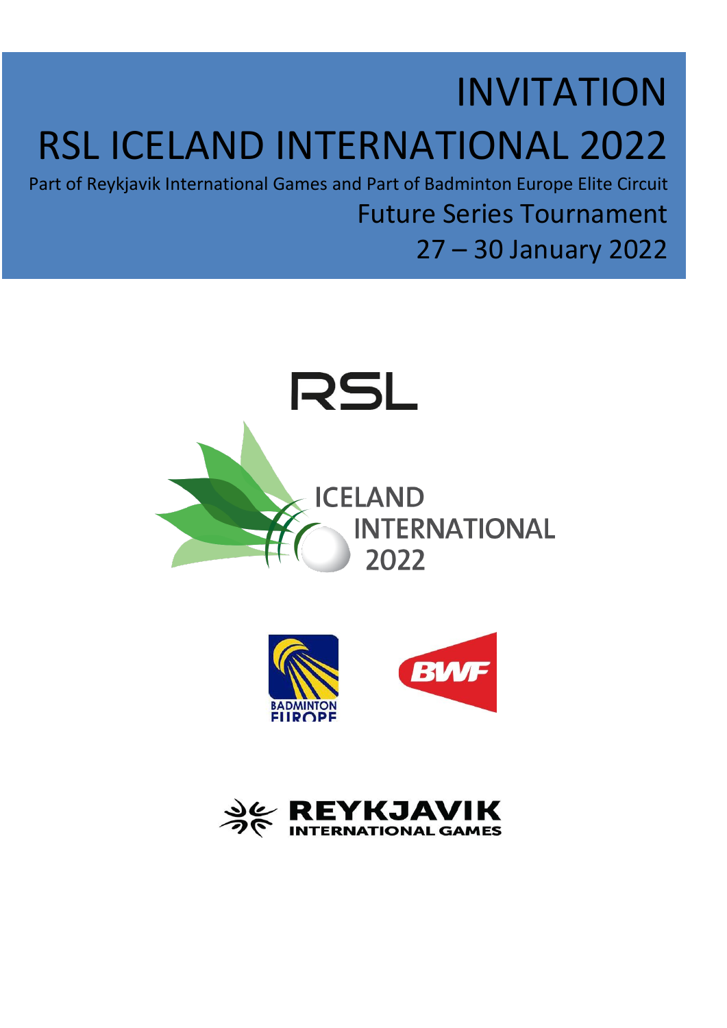# INVITATION

# RSL ICELAND INTERNATIONAL 2022

Part of Reykjavik International Games and Part of Badminton Europe Elite Circuit

Future Series Tournament

27 – 30 January 2022

RSL

ICELAND INTERNATIONAL 2022

BADMINTON EUROPE

BWF

REYKJAVIK INTERNATIONAL GAMES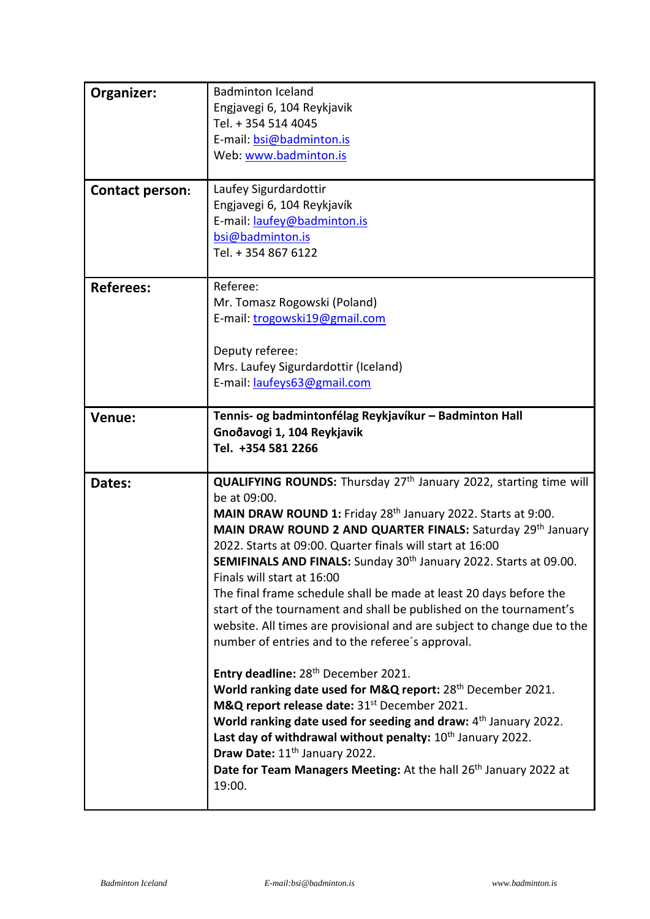| **Organizer:** | Badminton Iceland<br>Engjavegi 6, 104 Reykjavik<br>Tel. + 354 514 4045<br>E-mail: bsi@badminton.is<br>Web: www.badminton.is |
|---|---|
| **Contact person:** | Laufey Sigurdardottir<br>Engjavegi 6, 104 Reykjavík<br>E-mail: laufey@badminton.is<br>bsi@badminton.is<br>Tel. + 354 867 6122 |
| **Referees:** | Referee:<br>Mr. Tomasz Rogowski (Poland)<br>E-mail: trogowski19@gmail.com<br><br>Deputy referee:<br>Mrs. Laufey Sigurdardottir (Iceland)<br>E-mail: laufeys63@gmail.com |
| **Venue:** | **Tennis- og badmintonfélag Reykjavíkur – Badminton Hall**<br>**Gnoðavogi 1, 104 Reykjavik**<br>**Tel. +354 581 2266** |
| **Dates:** | **QUALIFYING ROUNDS:** Thursday 27th January 2022, starting time will be at 09:00.<br>**MAIN DRAW ROUND 1:** Friday 28th January 2022. Starts at 9:00.<br>**MAIN DRAW ROUND 2 AND QUARTER FINALS:** Saturday 29th January 2022. Starts at 09:00. Quarter finals will start at 16:00<br>**SEMIFINALS AND FINALS:** Sunday 30th January 2022. Starts at 09.00. Finals will start at 16:00<br>The final frame schedule shall be made at least 20 days before the start of the tournament and shall be published on the tournament's website. All times are provisional and are subject to change due to the number of entries and to the referee´s approval.<br><br>**Entry deadline:** 28th December 2021.<br>**World ranking date used for M&Q report:** 28th December 2021.<br>**M&Q report release date:** 31st December 2021.<br>**World ranking date used for seeding and draw:** 4th January 2022.<br>**Last day of withdrawal without penalty:** 10th January 2022.<br>**Draw Date:** 11th January 2022.<br>**Date for Team Managers Meeting:** At the hall 26th January 2022 at 19:00. |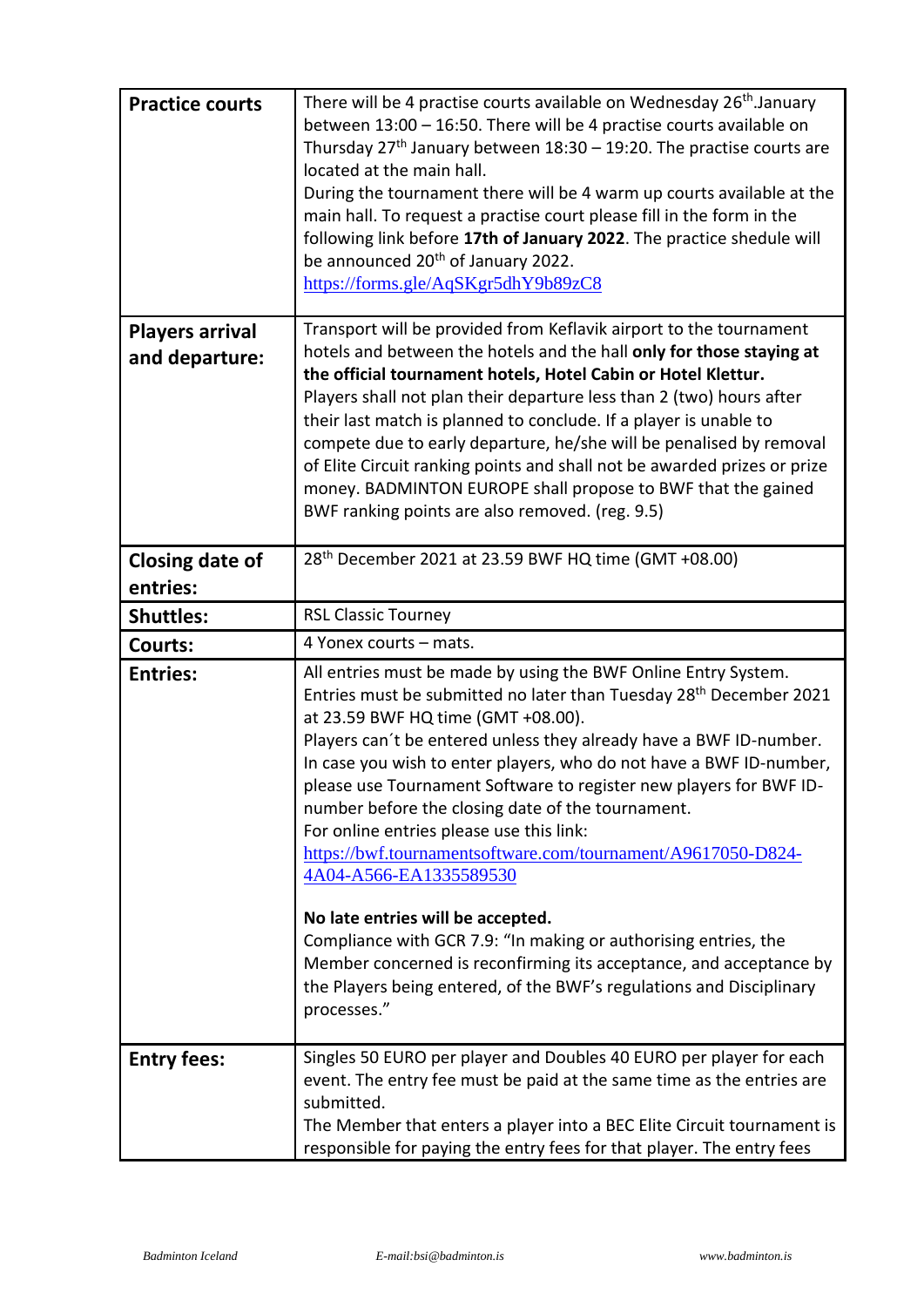| | |
|---|---|
| **Practice courts** | There will be 4 practise courts available on Wednesday 26th.January between 13:00 – 16:50. There will be 4 practise courts available on Thursday 27th January between 18:30 – 19:20. The practise courts are located at the main hall.<br>During the tournament there will be 4 warm up courts available at the main hall. To request a practise court please fill in the form in the following link before **17th of January 2022**. The practice shedule will be announced 20th of January 2022.<br>https://forms.gle/AqSKgr5dhY9b89zC8 |
| **Players arrival and departure:** | Transport will be provided from Keflavik airport to the tournament hotels and between the hotels and the hall **only for those staying at the official tournament hotels, Hotel Cabin or Hotel Klettur.**<br>Players shall not plan their departure less than 2 (two) hours after their last match is planned to conclude. If a player is unable to compete due to early departure, he/she will be penalised by removal of Elite Circuit ranking points and shall not be awarded prizes or prize money. BADMINTON EUROPE shall propose to BWF that the gained BWF ranking points are also removed. (reg. 9.5) |
| **Closing date of entries:** | 28th December 2021 at 23.59 BWF HQ time (GMT +08.00) |
| **Shuttles:** | RSL Classic Tourney |
| **Courts:** | 4 Yonex courts – mats. |
| **Entries:** | All entries must be made by using the BWF Online Entry System. Entries must be submitted no later than Tuesday 28th December 2021 at 23.59 BWF HQ time (GMT +08.00).<br>Players can´t be entered unless they already have a BWF ID-number. In case you wish to enter players, who do not have a BWF ID-number, please use Tournament Software to register new players for BWF ID-number before the closing date of the tournament.<br>For online entries please use this link:<br>https://bwf.tournamentsoftware.com/tournament/A9617050-D824-4A04-A566-EA1335589530<br><br>**No late entries will be accepted.**<br>Compliance with GCR 7.9: "In making or authorising entries, the Member concerned is reconfirming its acceptance, and acceptance by the Players being entered, of the BWF's regulations and Disciplinary processes." |
| **Entry fees:** | Singles 50 EURO per player and Doubles 40 EURO per player for each event. The entry fee must be paid at the same time as the entries are submitted.<br>The Member that enters a player into a BEC Elite Circuit tournament is responsible for paying the entry fees for that player. The entry fees |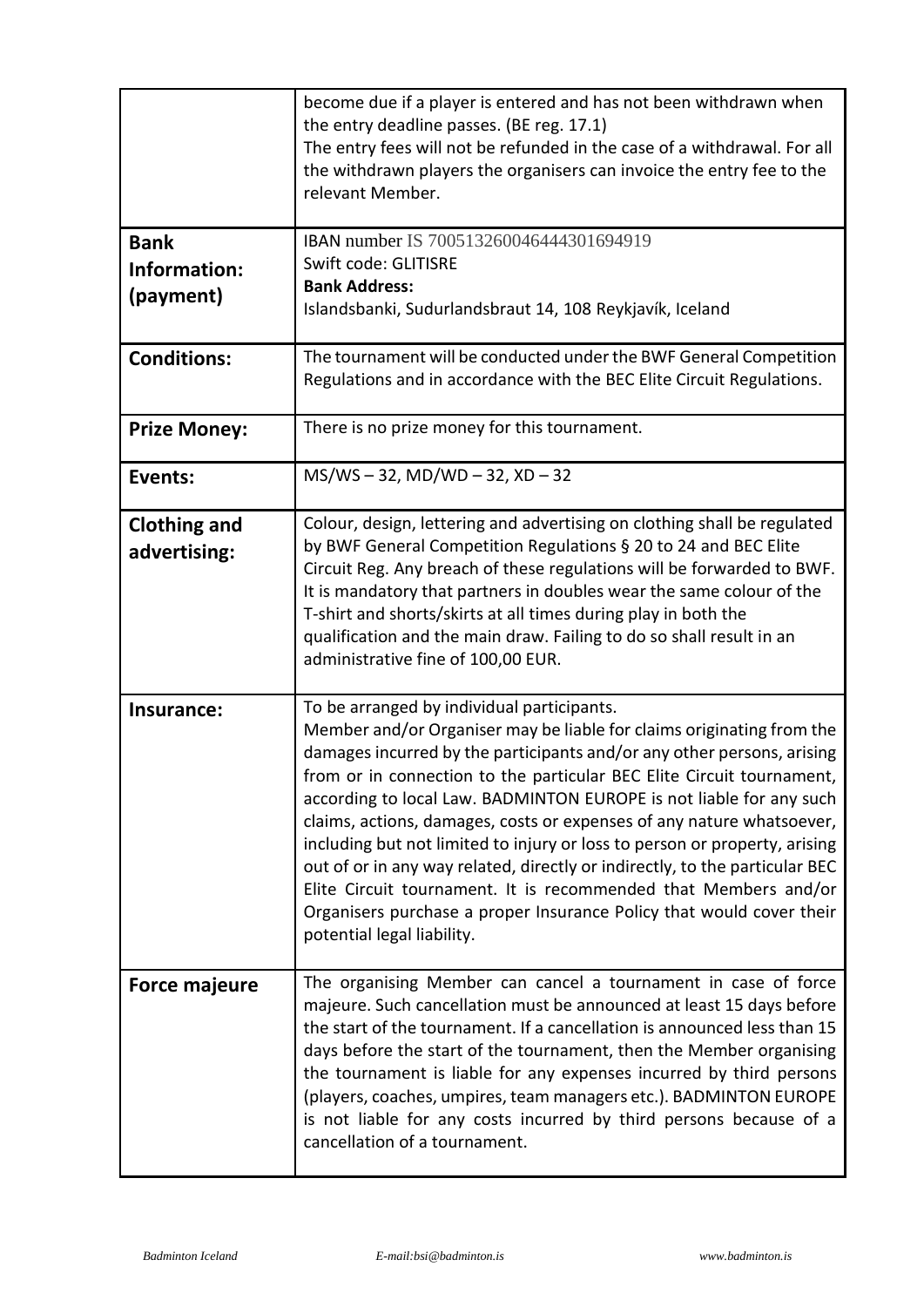| | |
|---|---|
| | become due if a player is entered and has not been withdrawn when the entry deadline passes. (BE reg. 17.1)<br>The entry fees will not be refunded in the case of a withdrawal. For all the withdrawn players the organisers can invoice the entry fee to the relevant Member. |
| **Bank Information: (payment)** | IBAN number IS 700513260046444301694919<br>Swift code: GLITISRE<br>**Bank Address:**<br>Islandsbanki, Sudurlandsbraut 14, 108 Reykjavík, Iceland |
| **Conditions:** | The tournament will be conducted under the BWF General Competition Regulations and in accordance with the BEC Elite Circuit Regulations. |
| **Prize Money:** | There is no prize money for this tournament. |
| **Events:** | MS/WS – 32, MD/WD – 32, XD – 32 |
| **Clothing and advertising:** | Colour, design, lettering and advertising on clothing shall be regulated by BWF General Competition Regulations § 20 to 24 and BEC Elite Circuit Reg. Any breach of these regulations will be forwarded to BWF. It is mandatory that partners in doubles wear the same colour of the T-shirt and shorts/skirts at all times during play in both the qualification and the main draw. Failing to do so shall result in an administrative fine of 100,00 EUR. |
| **Insurance:** | To be arranged by individual participants.<br>Member and/or Organiser may be liable for claims originating from the damages incurred by the participants and/or any other persons, arising from or in connection to the particular BEC Elite Circuit tournament, according to local Law. BADMINTON EUROPE is not liable for any such claims, actions, damages, costs or expenses of any nature whatsoever, including but not limited to injury or loss to person or property, arising out of or in any way related, directly or indirectly, to the particular BEC Elite Circuit tournament. It is recommended that Members and/or Organisers purchase a proper Insurance Policy that would cover their potential legal liability. |
| **Force majeure** | The organising Member can cancel a tournament in case of force majeure. Such cancellation must be announced at least 15 days before the start of the tournament. If a cancellation is announced less than 15 days before the start of the tournament, then the Member organising the tournament is liable for any expenses incurred by third persons (players, coaches, umpires, team managers etc.). BADMINTON EUROPE is not liable for any costs incurred by third persons because of a cancellation of a tournament. |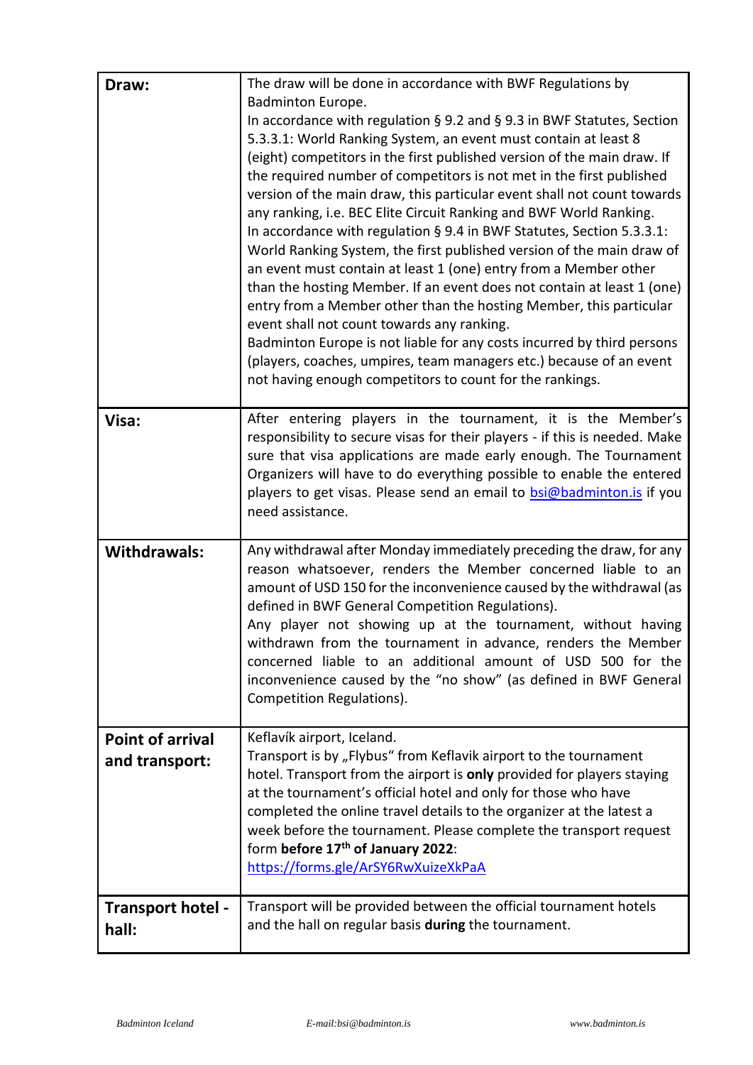| | |
|---|---|
| **Draw:** | The draw will be done in accordance with BWF Regulations by Badminton Europe.<br>In accordance with regulation § 9.2 and § 9.3 in BWF Statutes, Section 5.3.3.1: World Ranking System, an event must contain at least 8 (eight) competitors in the first published version of the main draw. If the required number of competitors is not met in the first published version of the main draw, this particular event shall not count towards any ranking, i.e. BEC Elite Circuit Ranking and BWF World Ranking.<br>In accordance with regulation § 9.4 in BWF Statutes, Section 5.3.3.1: World Ranking System, the first published version of the main draw of an event must contain at least 1 (one) entry from a Member other than the hosting Member. If an event does not contain at least 1 (one) entry from a Member other than the hosting Member, this particular event shall not count towards any ranking.<br>Badminton Europe is not liable for any costs incurred by third persons (players, coaches, umpires, team managers etc.) because of an event not having enough competitors to count for the rankings. |
| **Visa:** | After entering players in the tournament, it is the Member's responsibility to secure visas for their players - if this is needed. Make sure that visa applications are made early enough. The Tournament Organizers will have to do everything possible to enable the entered players to get visas. Please send an email to bsi@badminton.is if you need assistance. |
| **Withdrawals:** | Any withdrawal after Monday immediately preceding the draw, for any reason whatsoever, renders the Member concerned liable to an amount of USD 150 for the inconvenience caused by the withdrawal (as defined in BWF General Competition Regulations).<br>Any player not showing up at the tournament, without having withdrawn from the tournament in advance, renders the Member concerned liable to an additional amount of USD 500 for the inconvenience caused by the "no show" (as defined in BWF General Competition Regulations). |
| **Point of arrival and transport:** | Keflavík airport, Iceland.<br>Transport is by „Flybus" from Keflavik airport to the tournament hotel. Transport from the airport is **only** provided for players staying at the tournament's official hotel and only for those who have completed the online travel details to the organizer at the latest a week before the tournament. Please complete the transport request form **before 17th of January 2022**:<br>https://forms.gle/ArSY6RwXuizeXkPaA |
| **Transport hotel - hall:** | Transport will be provided between the official tournament hotels and the hall on regular basis **during** the tournament. |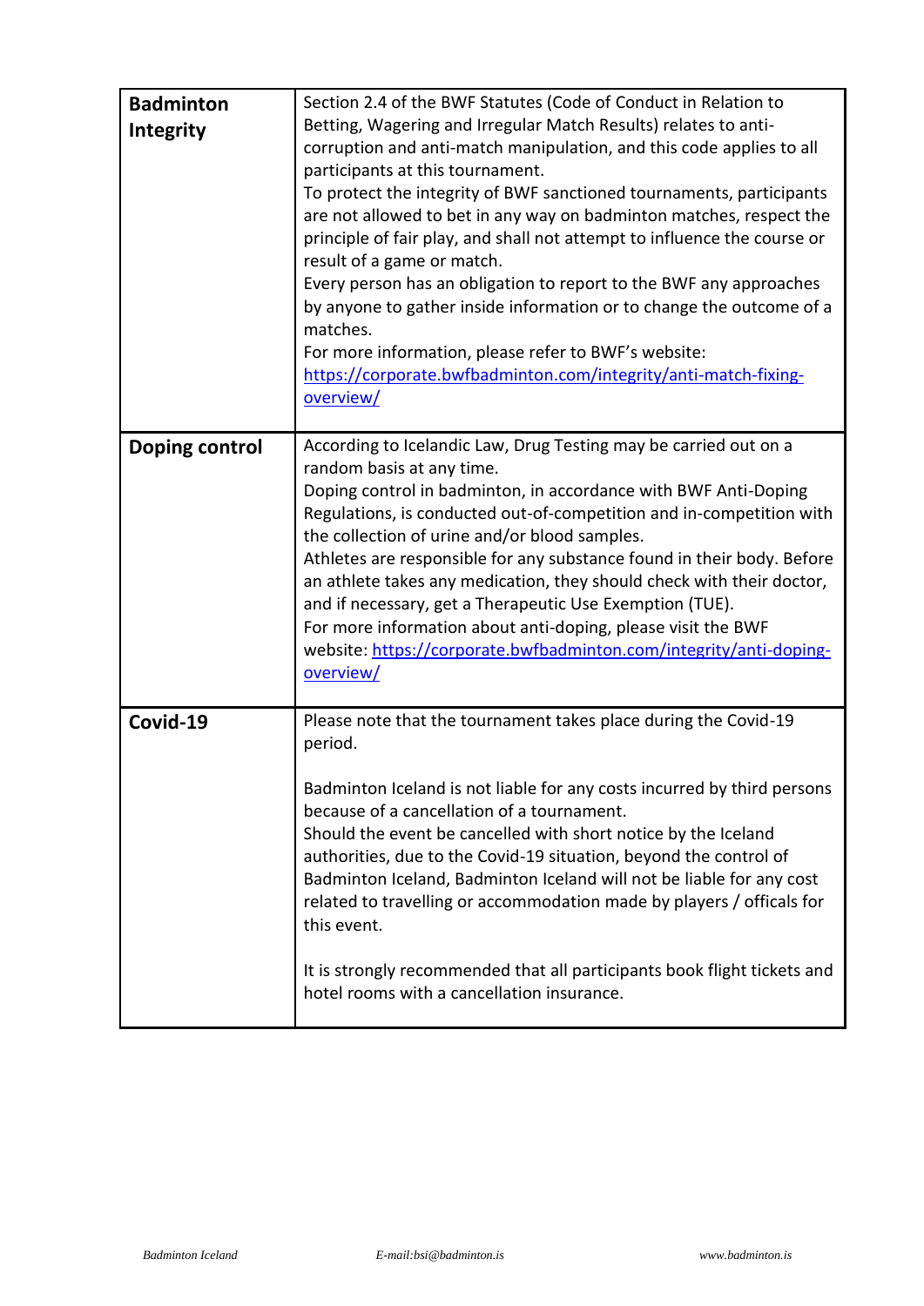| | |
|---|---|
| **Badminton Integrity** | Section 2.4 of the BWF Statutes (Code of Conduct in Relation to Betting, Wagering and Irregular Match Results) relates to anti-corruption and anti-match manipulation, and this code applies to all participants at this tournament.<br>To protect the integrity of BWF sanctioned tournaments, participants are not allowed to bet in any way on badminton matches, respect the principle of fair play, and shall not attempt to influence the course or result of a game or match.<br>Every person has an obligation to report to the BWF any approaches by anyone to gather inside information or to change the outcome of a matches.<br>For more information, please refer to BWF's website: [https://corporate.bwfbadminton.com/integrity/anti-match-fixing-overview/](https://corporate.bwfbadminton.com/integrity/anti-match-fixing-overview/) |
| **Doping control** | According to Icelandic Law, Drug Testing may be carried out on a random basis at any time.<br>Doping control in badminton, in accordance with BWF Anti-Doping Regulations, is conducted out-of-competition and in-competition with the collection of urine and/or blood samples.<br>Athletes are responsible for any substance found in their body. Before an athlete takes any medication, they should check with their doctor, and if necessary, get a Therapeutic Use Exemption (TUE).<br>For more information about anti-doping, please visit the BWF website: [https://corporate.bwfbadminton.com/integrity/anti-doping-overview/](https://corporate.bwfbadminton.com/integrity/anti-doping-overview/) |
| **Covid-19** | Please note that the tournament takes place during the Covid-19 period.<br><br>Badminton Iceland is not liable for any costs incurred by third persons because of a cancellation of a tournament.<br>Should the event be cancelled with short notice by the Iceland authorities, due to the Covid-19 situation, beyond the control of Badminton Iceland, Badminton Iceland will not be liable for any cost related to travelling or accommodation made by players / officals for this event.<br><br>It is strongly recommended that all participants book flight tickets and hotel rooms with a cancellation insurance. |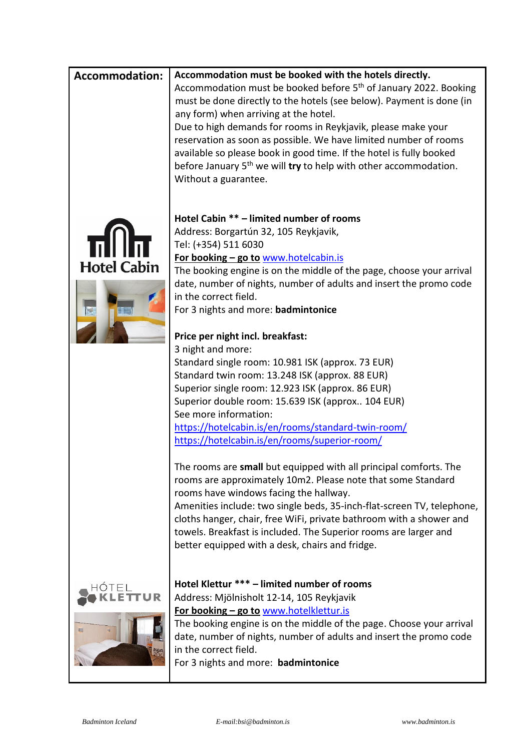| Accommodation: | **Accommodation must be booked with the hotels directly.** |
|---|---|

**Accommodation:**

**Accommodation must be booked with the hotels directly.**

Accommodation must be booked before 5th of January 2022. Booking must be done directly to the hotels (see below). Payment is done (in any form) when arriving at the hotel.
Due to high demands for rooms in Reykjavik, please make your reservation as soon as possible. We have limited number of rooms available so please book in good time. If the hotel is fully booked before January 5th we will **try** to help with other accommodation. Without a guarantee.

**Hotel Cabin ** – limited number of rooms**
Address: Borgartún 32, 105 Reykjavik,
Tel: (+354) 511 6030
**For booking – go to** www.hotelcabin.is
The booking engine is on the middle of the page, choose your arrival date, number of nights, number of adults and insert the promo code in the correct field.
For 3 nights and more: **badmintonice**

**Price per night incl. breakfast:**
3 night and more:
Standard single room: 10.981 ISK (approx. 73 EUR)
Standard twin room: 13.248 ISK (approx. 88 EUR)
Superior single room: 12.923 ISK (approx. 86 EUR)
Superior double room: 15.639 ISK (approx.. 104 EUR)
See more information:
https://hotelcabin.is/en/rooms/standard-twin-room/
https://hotelcabin.is/en/rooms/superior-room/

The rooms are **small** but equipped with all principal comforts. The rooms are approximately 10m2. Please note that some Standard rooms have windows facing the hallway.
Amenities include: two single beds, 35-inch-flat-screen TV, telephone, cloths hanger, chair, free WiFi, private bathroom with a shower and towels. Breakfast is included. The Superior rooms are larger and better equipped with a desk, chairs and fridge.

**Hotel Klettur *** – limited number of rooms**
Address: Mjölnisholt 12-14, 105 Reykjavik
**For booking – go to** www.hotelklettur.is
The booking engine is on the middle of the page. Choose your arrival date, number of nights, number of adults and insert the promo code in the correct field.
For 3 nights and more: **badmintonice**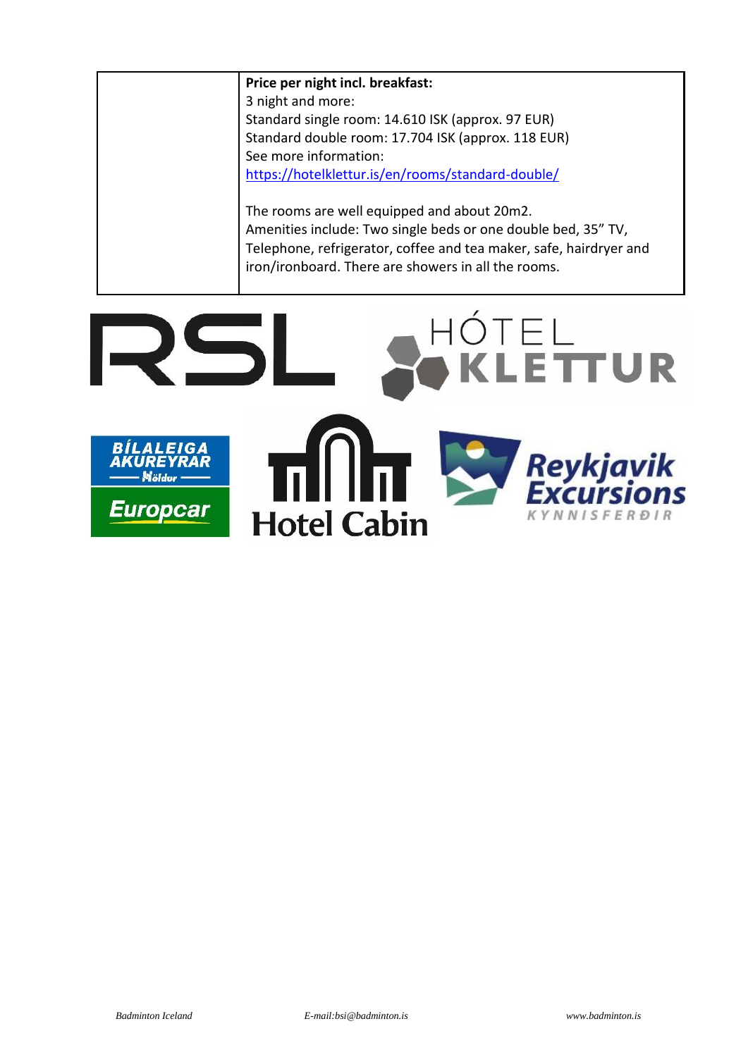| | |
|---|---|
| | **Price per night incl. breakfast:**<br>3 night and more:<br>Standard single room: 14.610 ISK (approx. 97 EUR)<br>Standard double room: 17.704 ISK (approx. 118 EUR)<br>See more information:<br>https://hotelklettur.is/en/rooms/standard-double/<br><br>The rooms are well equipped and about 20m2.<br>Amenities include: Two single beds or one double bed, 35" TV, Telephone, refrigerator, coffee and tea maker, safe, hairdryer and iron/ironboard. There are showers in all the rooms. |